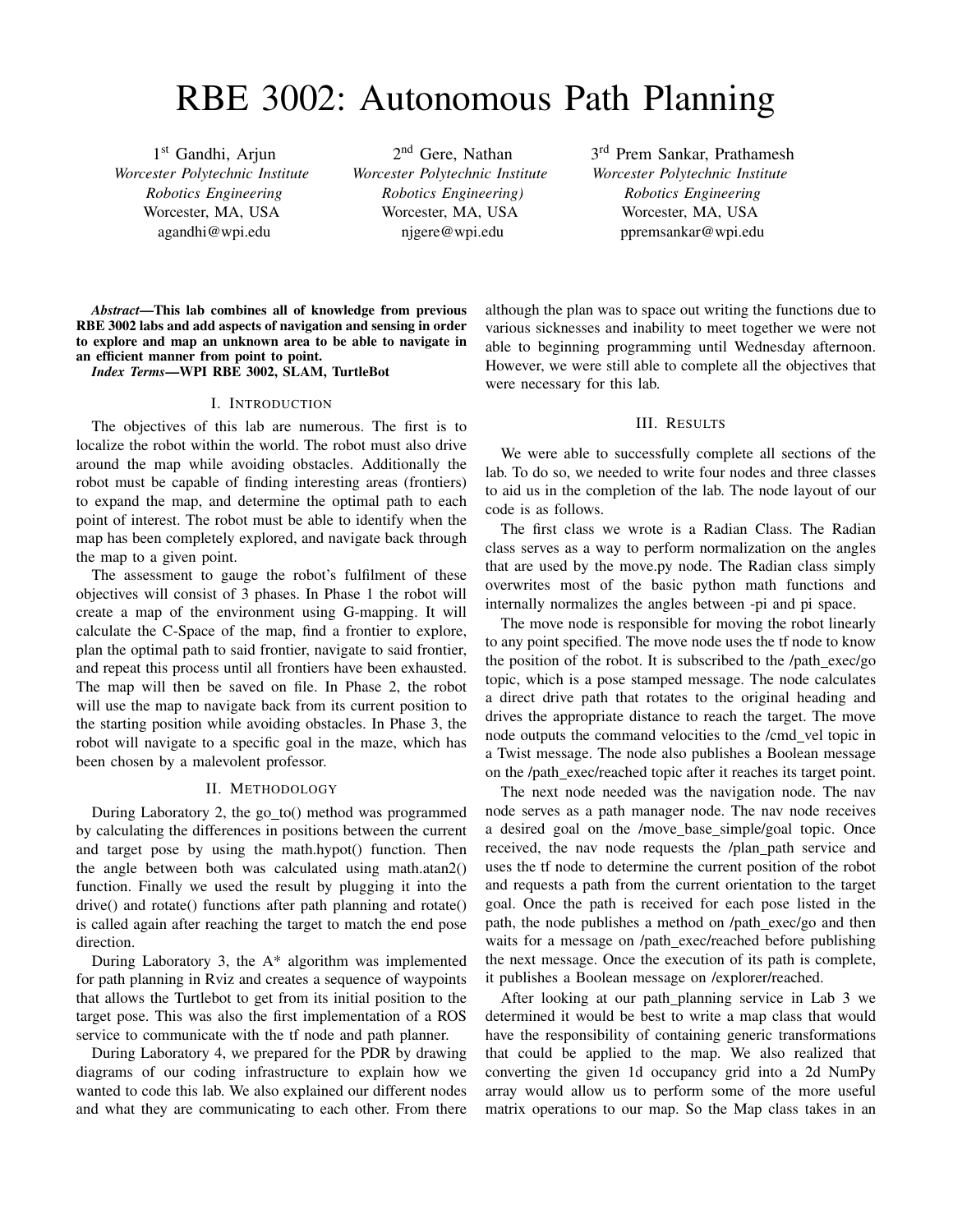# RBE 3002: Autonomous Path Planning

1st Gandhi, Arjun
*Worcester Polytechnic Institute*
*Robotics Engineering*
Worcester, MA, USA
agandhi@wpi.edu

2nd Gere, Nathan
*Worcester Polytechnic Institute*
*Robotics Engineering)*
Worcester, MA, USA
njgere@wpi.edu

3rd Prem Sankar, Prathamesh
*Worcester Polytechnic Institute*
*Robotics Engineering*
Worcester, MA, USA
ppremsankar@wpi.edu

***Abstract*—This lab combines all of knowledge from previous RBE 3002 labs and add aspects of navigation and sensing in order to explore and map an unknown area to be able to navigate in an efficient manner from point to point.**

***Index Terms*—WPI RBE 3002, SLAM, TurtleBot**

## I. Introduction

The objectives of this lab are numerous. The first is to localize the robot within the world. The robot must also drive around the map while avoiding obstacles. Additionally the robot must be capable of finding interesting areas (frontiers) to expand the map, and determine the optimal path to each point of interest. The robot must be able to identify when the map has been completely explored, and navigate back through the map to a given point.

The assessment to gauge the robot's fulfilment of these objectives will consist of 3 phases. In Phase 1 the robot will create a map of the environment using G-mapping. It will calculate the C-Space of the map, find a frontier to explore, plan the optimal path to said frontier, navigate to said frontier, and repeat this process until all frontiers have been exhausted. The map will then be saved on file. In Phase 2, the robot will use the map to navigate back from its current position to the starting position while avoiding obstacles. In Phase 3, the robot will navigate to a specific goal in the maze, which has been chosen by a malevolent professor.

## II. Methodology

During Laboratory 2, the go_to() method was programmed by calculating the differences in positions between the current and target pose by using the math.hypot() function. Then the angle between both was calculated using math.atan2() function. Finally we used the result by plugging it into the drive() and rotate() functions after path planning and rotate() is called again after reaching the target to match the end pose direction.

During Laboratory 3, the A* algorithm was implemented for path planning in Rviz and creates a sequence of waypoints that allows the Turtlebot to get from its initial position to the target pose. This was also the first implementation of a ROS service to communicate with the tf node and path planner.

During Laboratory 4, we prepared for the PDR by drawing diagrams of our coding infrastructure to explain how we wanted to code this lab. We also explained our different nodes and what they are communicating to each other. From there although the plan was to space out writing the functions due to various sicknesses and inability to meet together we were not able to beginning programming until Wednesday afternoon. However, we were still able to complete all the objectives that were necessary for this lab.

## III. Results

We were able to successfully complete all sections of the lab. To do so, we needed to write four nodes and three classes to aid us in the completion of the lab. The node layout of our code is as follows.

The first class we wrote is a Radian Class. The Radian class serves as a way to perform normalization on the angles that are used by the move.py node. The Radian class simply overwrites most of the basic python math functions and internally normalizes the angles between -pi and pi space.

The move node is responsible for moving the robot linearly to any point specified. The move node uses the tf node to know the position of the robot. It is subscribed to the /path_exec/go topic, which is a pose stamped message. The node calculates a direct drive path that rotates to the original heading and drives the appropriate distance to reach the target. The move node outputs the command velocities to the /cmd_vel topic in a Twist message. The node also publishes a Boolean message on the /path_exec/reached topic after it reaches its target point.

The next node needed was the navigation node. The nav node serves as a path manager node. The nav node receives a desired goal on the /move_base_simple/goal topic. Once received, the nav node requests the /plan_path service and uses the tf node to determine the current position of the robot and requests a path from the current orientation to the target goal. Once the path is received for each pose listed in the path, the node publishes a method on /path_exec/go and then waits for a message on /path_exec/reached before publishing the next message. Once the execution of its path is complete, it publishes a Boolean message on /explorer/reached.

After looking at our path_planning service in Lab 3 we determined it would be best to write a map class that would have the responsibility of containing generic transformations that could be applied to the map. We also realized that converting the given 1d occupancy grid into a 2d NumPy array would allow us to perform some of the more useful matrix operations to our map. So the Map class takes in an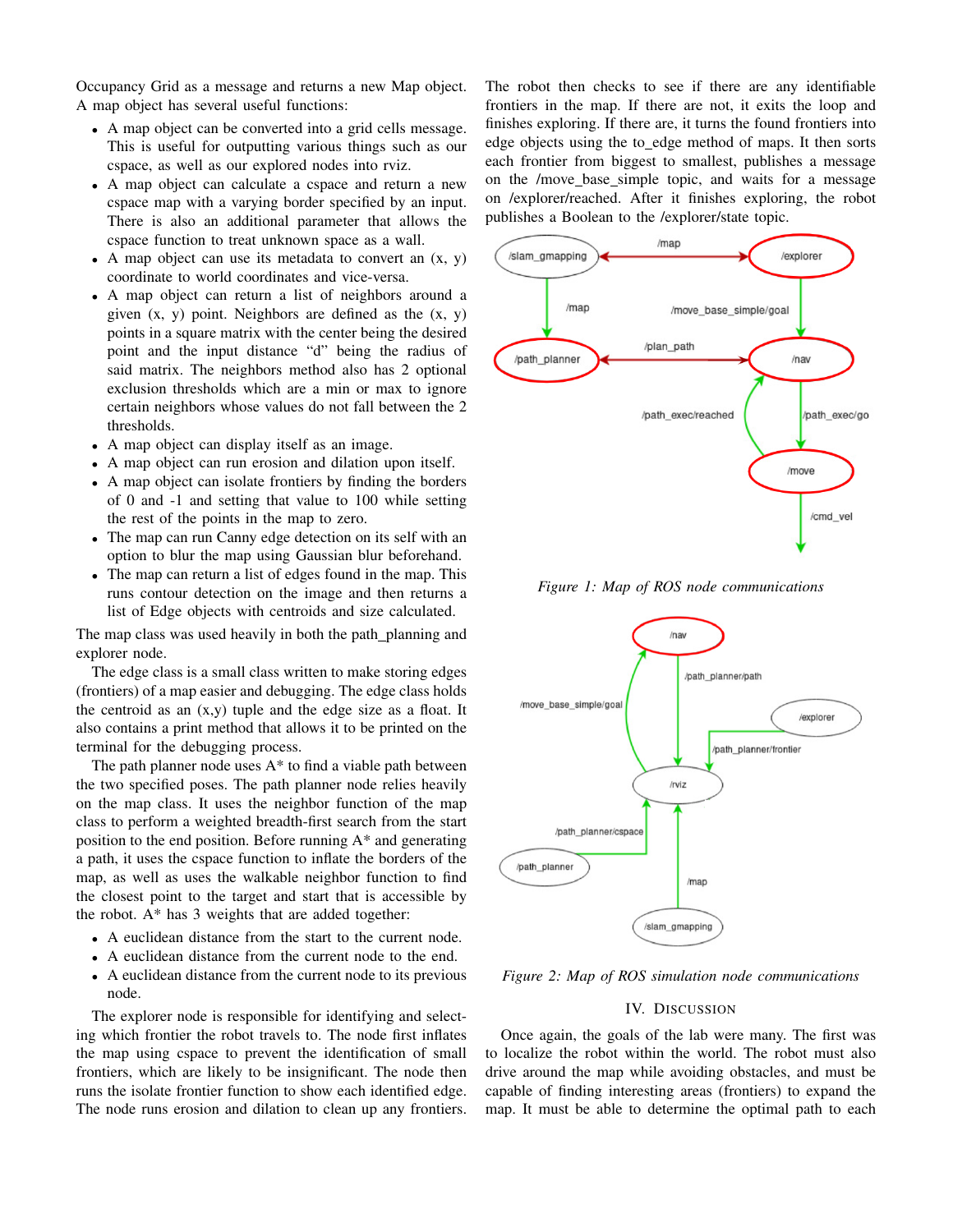Occupancy Grid as a message and returns a new Map object. A map object has several useful functions:

- A map object can be converted into a grid cells message. This is useful for outputting various things such as our cspace, as well as our explored nodes into rviz.
- A map object can calculate a cspace and return a new cspace map with a varying border specified by an input. There is also an additional parameter that allows the cspace function to treat unknown space as a wall.
- A map object can use its metadata to convert an (x, y) coordinate to world coordinates and vice-versa.
- A map object can return a list of neighbors around a given (x, y) point. Neighbors are defined as the (x, y) points in a square matrix with the center being the desired point and the input distance "d" being the radius of said matrix. The neighbors method also has 2 optional exclusion thresholds which are a min or max to ignore certain neighbors whose values do not fall between the 2 thresholds.
- A map object can display itself as an image.
- A map object can run erosion and dilation upon itself.
- A map object can isolate frontiers by finding the borders of 0 and -1 and setting that value to 100 while setting the rest of the points in the map to zero.
- The map can run Canny edge detection on its self with an option to blur the map using Gaussian blur beforehand.
- The map can return a list of edges found in the map. This runs contour detection on the image and then returns a list of Edge objects with centroids and size calculated.

The map class was used heavily in both the path_planning and explorer node.

The edge class is a small class written to make storing edges (frontiers) of a map easier and debugging. The edge class holds the centroid as an (x,y) tuple and the edge size as a float. It also contains a print method that allows it to be printed on the terminal for the debugging process.

The path planner node uses A* to find a viable path between the two specified poses. The path planner node relies heavily on the map class. It uses the neighbor function of the map class to perform a weighted breadth-first search from the start position to the end position. Before running A* and generating a path, it uses the cspace function to inflate the borders of the map, as well as uses the walkable neighbor function to find the closest point to the target and start that is accessible by the robot. A* has 3 weights that are added together:

- A euclidean distance from the start to the current node.
- A euclidean distance from the current node to the end.
- A euclidean distance from the current node to its previous node.

The explorer node is responsible for identifying and selecting which frontier the robot travels to. The node first inflates the map using cspace to prevent the identification of small frontiers, which are likely to be insignificant. The node then runs the isolate frontier function to show each identified edge. The node runs erosion and dilation to clean up any frontiers. The robot then checks to see if there are any identifiable frontiers in the map. If there are not, it exits the loop and finishes exploring. If there are, it turns the found frontiers into edge objects using the to_edge method of maps. It then sorts each frontier from biggest to smallest, publishes a message on the /move_base_simple topic, and waits for a message on /explorer/reached. After it finishes exploring, the robot publishes a Boolean to the /explorer/state topic.

*Figure 1: Map of ROS node communications*

*Figure 2: Map of ROS simulation node communications*

## IV. Discussion

Once again, the goals of the lab were many. The first was to localize the robot within the world. The robot must also drive around the map while avoiding obstacles, and must be capable of finding interesting areas (frontiers) to expand the map. It must be able to determine the optimal path to each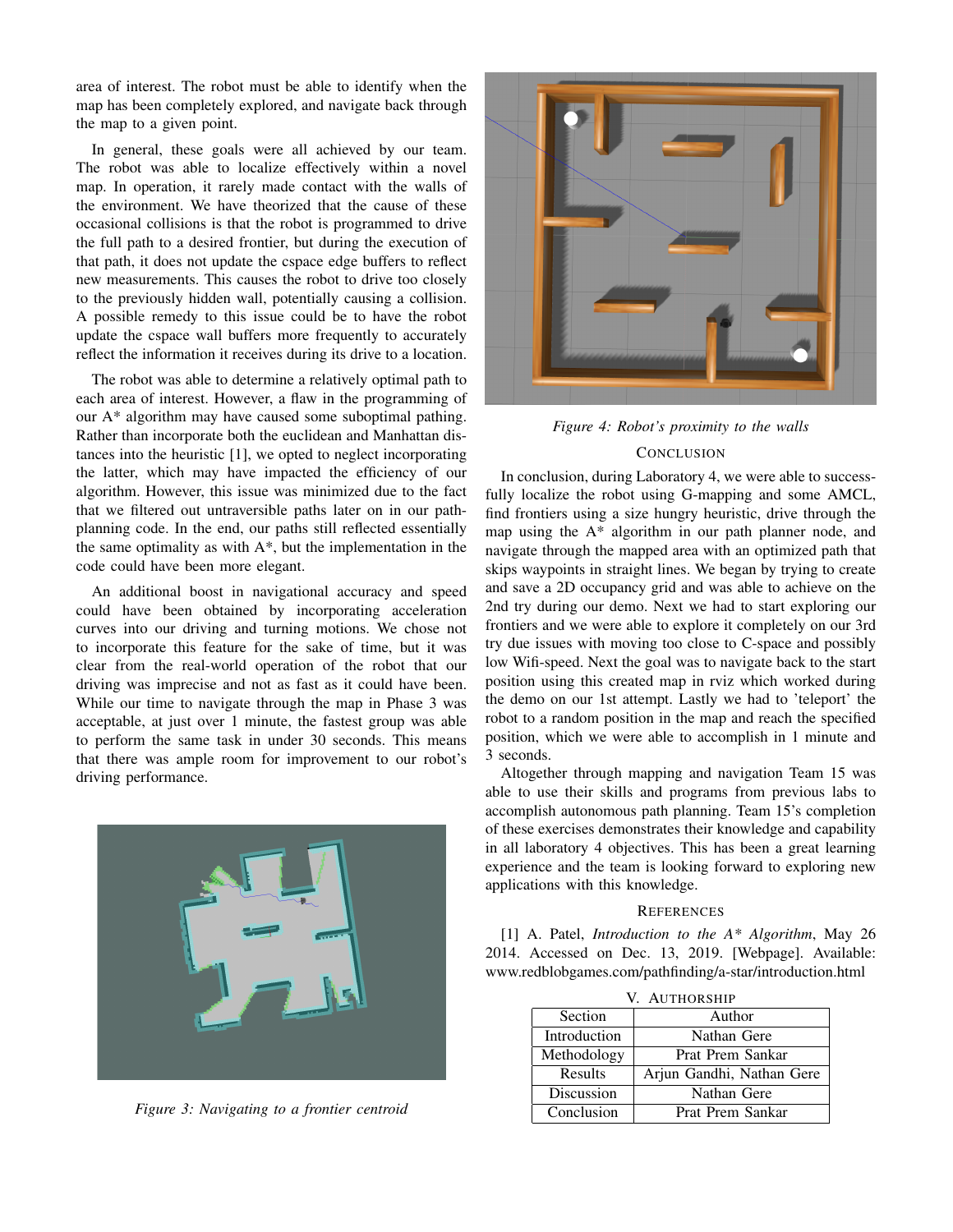area of interest. The robot must be able to identify when the map has been completely explored, and navigate back through the map to a given point.

In general, these goals were all achieved by our team. The robot was able to localize effectively within a novel map. In operation, it rarely made contact with the walls of the environment. We have theorized that the cause of these occasional collisions is that the robot is programmed to drive the full path to a desired frontier, but during the execution of that path, it does not update the cspace edge buffers to reflect new measurements. This causes the robot to drive too closely to the previously hidden wall, potentially causing a collision. A possible remedy to this issue could be to have the robot update the cspace wall buffers more frequently to accurately reflect the information it receives during its drive to a location.

The robot was able to determine a relatively optimal path to each area of interest. However, a flaw in the programming of our A* algorithm may have caused some suboptimal pathing. Rather than incorporate both the euclidean and Manhattan distances into the heuristic [1], we opted to neglect incorporating the latter, which may have impacted the efficiency of our algorithm. However, this issue was minimized due to the fact that we filtered out untraversible paths later on in our path-planning code. In the end, our paths still reflected essentially the same optimality as with A*, but the implementation in the code could have been more elegant.

An additional boost in navigational accuracy and speed could have been obtained by incorporating acceleration curves into our driving and turning motions. We chose not to incorporate this feature for the sake of time, but it was clear from the real-world operation of the robot that our driving was imprecise and not as fast as it could have been. While our time to navigate through the map in Phase 3 was acceptable, at just over 1 minute, the fastest group was able to perform the same task in under 30 seconds. This means that there was ample room for improvement to our robot's driving performance.

*Figure 3: Navigating to a frontier centroid*

*Figure 4: Robot's proximity to the walls*

## Conclusion

In conclusion, during Laboratory 4, we were able to successfully localize the robot using G-mapping and some AMCL, find frontiers using a size hungry heuristic, drive through the map using the A* algorithm in our path planner node, and navigate through the mapped area with an optimized path that skips waypoints in straight lines. We began by trying to create and save a 2D occupancy grid and was able to achieve on the 2nd try during our demo. Next we had to start exploring our frontiers and we were able to explore it completely on our 3rd try due issues with moving too close to C-space and possibly low Wifi-speed. Next the goal was to navigate back to the start position using this created map in rviz which worked during the demo on our 1st attempt. Lastly we had to 'teleport' the robot to a random position in the map and reach the specified position, which we were able to accomplish in 1 minute and 3 seconds.

Altogether through mapping and navigation Team 15 was able to use their skills and programs from previous labs to accomplish autonomous path planning. Team 15's completion of these exercises demonstrates their knowledge and capability in all laboratory 4 objectives. This has been a great learning experience and the team is looking forward to exploring new applications with this knowledge.

## References

[1] A. Patel, *Introduction to the A* Algorithm*, May 26 2014. Accessed on Dec. 13, 2019. [Webpage]. Available: www.redblobgames.com/pathfinding/a-star/introduction.html

## V. Authorship

| Section | Author |
|---|---|
| Introduction | Nathan Gere |
| Methodology | Prat Prem Sankar |
| Results | Arjun Gandhi, Nathan Gere |
| Discussion | Nathan Gere |
| Conclusion | Prat Prem Sankar |